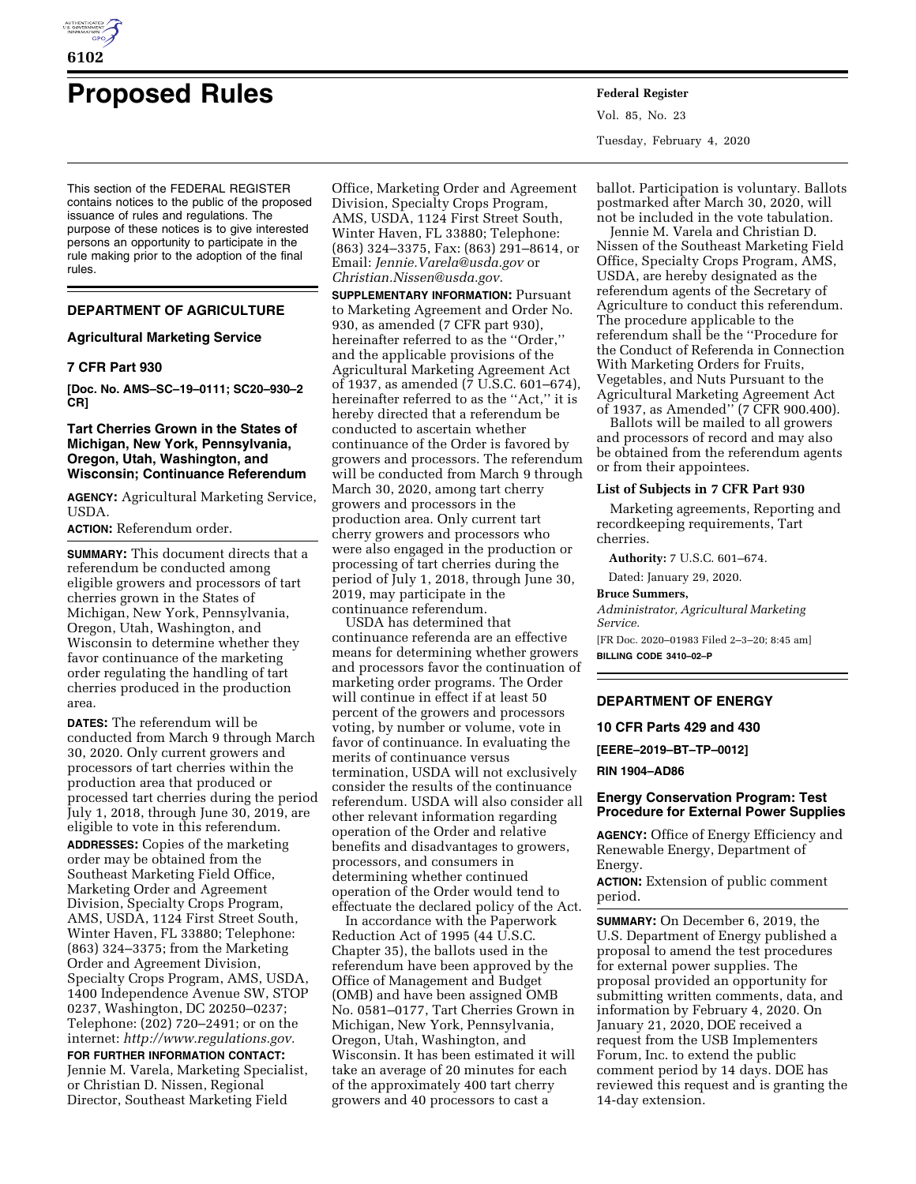# Proposed Rules

This section of the FEDERAL REGISTER contains notices to the public of the proposed issuance of rules and regulations. The purpose of these notices is to give interested persons an opportunity to participate in the rule making prior to the adoption of the final rules.

## DEPARTMENT OF AGRICULTURE

### Agricultural Marketing Service

### 7 CFR Part 930

**[Doc. No. AMS–SC–19–0111; SC20–930–2 CR]**

### Tart Cherries Grown in the States of Michigan, New York, Pennsylvania, Oregon, Utah, Washington, and Wisconsin; Continuance Referendum

**AGENCY:** Agricultural Marketing Service, USDA.

**ACTION:** Referendum order.

**SUMMARY:** This document directs that a referendum be conducted among eligible growers and processors of tart cherries grown in the States of Michigan, New York, Pennsylvania, Oregon, Utah, Washington, and Wisconsin to determine whether they favor continuance of the marketing order regulating the handling of tart cherries produced in the production area.

**DATES:** The referendum will be conducted from March 9 through March 30, 2020. Only current growers and processors of tart cherries within the production area that produced or processed tart cherries during the period July 1, 2018, through June 30, 2019, are eligible to vote in this referendum.

**ADDRESSES:** Copies of the marketing order may be obtained from the Southeast Marketing Field Office, Marketing Order and Agreement Division, Specialty Crops Program, AMS, USDA, 1124 First Street South, Winter Haven, FL 33880; Telephone: (863) 324–3375; from the Marketing Order and Agreement Division, Specialty Crops Program, AMS, USDA, 1400 Independence Avenue SW, STOP 0237, Washington, DC 20250–0237; Telephone: (202) 720–2491; or on the internet: *http://www.regulations.gov.*

**FOR FURTHER INFORMATION CONTACT:** Jennie M. Varela, Marketing Specialist, or Christian D. Nissen, Regional Director, Southeast Marketing Field Office, Marketing Order and Agreement Division, Specialty Crops Program, AMS, USDA, 1124 First Street South, Winter Haven, FL 33880; Telephone: (863) 324–3375, Fax: (863) 291–8614, or Email: *Jennie.Varela@usda.gov* or *Christian.Nissen@usda.gov.*

**SUPPLEMENTARY INFORMATION:** Pursuant to Marketing Agreement and Order No. 930, as amended (7 CFR part 930), hereinafter referred to as the ''Order,'' and the applicable provisions of the Agricultural Marketing Agreement Act of 1937, as amended (7 U.S.C. 601–674), hereinafter referred to as the ''Act,'' it is hereby directed that a referendum be conducted to ascertain whether continuance of the Order is favored by growers and processors. The referendum will be conducted from March 9 through March 30, 2020, among tart cherry growers and processors in the production area. Only current tart cherry growers and processors who were also engaged in the production or processing of tart cherries during the period of July 1, 2018, through June 30, 2019, may participate in the continuance referendum.

USDA has determined that continuance referenda are an effective means for determining whether growers and processors favor the continuation of marketing order programs. The Order will continue in effect if at least 50 percent of the growers and processors voting, by number or volume, vote in favor of continuance. In evaluating the merits of continuance versus termination, USDA will not exclusively consider the results of the continuance referendum. USDA will also consider all other relevant information regarding operation of the Order and relative benefits and disadvantages to growers, processors, and consumers in determining whether continued operation of the Order would tend to effectuate the declared policy of the Act.

In accordance with the Paperwork Reduction Act of 1995 (44 U.S.C. Chapter 35), the ballots used in the referendum have been approved by the Office of Management and Budget (OMB) and have been assigned OMB No. 0581–0177, Tart Cherries Grown in Michigan, New York, Pennsylvania, Oregon, Utah, Washington, and Wisconsin. It has been estimated it will take an average of 20 minutes for each of the approximately 400 tart cherry growers and 40 processors to cast a ballot. Participation is voluntary. Ballots postmarked after March 30, 2020, will not be included in the vote tabulation.

Jennie M. Varela and Christian D. Nissen of the Southeast Marketing Field Office, Specialty Crops Program, AMS, USDA, are hereby designated as the referendum agents of the Secretary of Agriculture to conduct this referendum. The procedure applicable to the referendum shall be the ''Procedure for the Conduct of Referenda in Connection With Marketing Orders for Fruits, Vegetables, and Nuts Pursuant to the Agricultural Marketing Agreement Act of 1937, as Amended'' (7 CFR 900.400).

Ballots will be mailed to all growers and processors of record and may also be obtained from the referendum agents or from their appointees.

#### List of Subjects in 7 CFR Part 930

Marketing agreements, Reporting and recordkeeping requirements, Tart cherries.

**Authority:** 7 U.S.C. 601–674.

Dated: January 29, 2020.

**Bruce Summers,**

*Administrator, Agricultural Marketing Service.*

[FR Doc. 2020–01983 Filed 2–3–20; 8:45 am]

**BILLING CODE 3410–02–P**

## DEPARTMENT OF ENERGY

### 10 CFR Parts 429 and 430

**[EERE–2019–BT–TP–0012]**

**RIN 1904–AD86**

### Energy Conservation Program: Test Procedure for External Power Supplies

**AGENCY:** Office of Energy Efficiency and Renewable Energy, Department of Energy.

**ACTION:** Extension of public comment period.

**SUMMARY:** On December 6, 2019, the U.S. Department of Energy published a proposal to amend the test procedures for external power supplies. The proposal provided an opportunity for submitting written comments, data, and information by February 4, 2020. On January 21, 2020, DOE received a request from the USB Implementers Forum, Inc. to extend the public comment period by 14 days. DOE has reviewed this request and is granting the 14-day extension.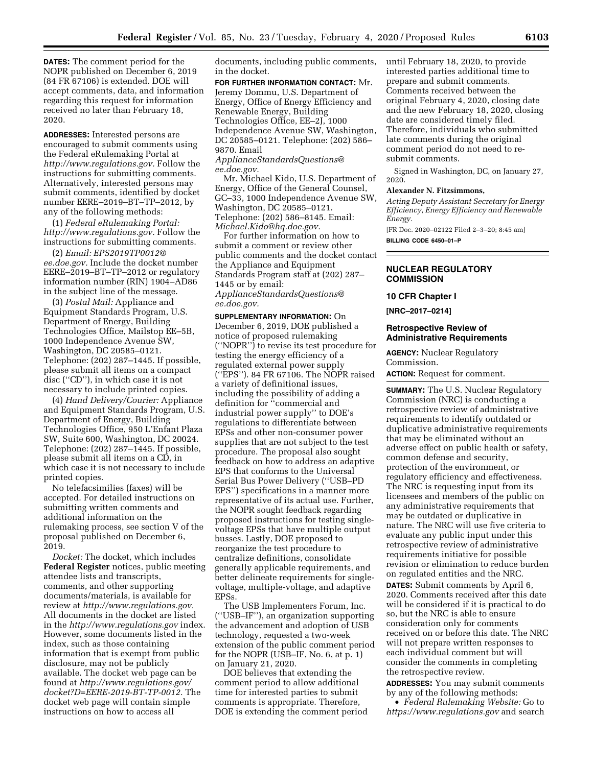**DATES:** The comment period for the NOPR published on December 6, 2019 (84 FR 67106) is extended. DOE will accept comments, data, and information regarding this request for information received no later than February 18, 2020.

**ADDRESSES:** Interested persons are encouraged to submit comments using the Federal eRulemaking Portal at *http://www.regulations.gov.* Follow the instructions for submitting comments. Alternatively, interested persons may submit comments, identified by docket number EERE–2019–BT–TP–2012, by any of the following methods:

(1) *Federal eRulemaking Portal: http://www.regulations.gov.* Follow the instructions for submitting comments.

(2) *Email: EPS2019TP0012@ee.doe.gov.* Include the docket number EERE–2019–BT–TP–2012 or regulatory information number (RIN) 1904–AD86 in the subject line of the message.

(3) *Postal Mail:* Appliance and Equipment Standards Program, U.S. Department of Energy, Building Technologies Office, Mailstop EE–5B, 1000 Independence Avenue SW, Washington, DC 20585–0121. Telephone: (202) 287–1445. If possible, please submit all items on a compact disc (''CD''), in which case it is not necessary to include printed copies.

(4) *Hand Delivery/Courier:* Appliance and Equipment Standards Program, U.S. Department of Energy, Building Technologies Office, 950 L'Enfant Plaza SW, Suite 600, Washington, DC 20024. Telephone: (202) 287–1445. If possible, please submit all items on a CD, in which case it is not necessary to include printed copies.

No telefacsimilies (faxes) will be accepted. For detailed instructions on submitting written comments and additional information on the rulemaking process, see section V of the proposal published on December 6, 2019.

*Docket:* The docket, which includes **Federal Register** notices, public meeting attendee lists and transcripts, comments, and other supporting documents/materials, is available for review at *http://www.regulations.gov.* All documents in the docket are listed in the *http://www.regulations.gov* index. However, some documents listed in the index, such as those containing information that is exempt from public disclosure, may not be publicly available. The docket web page can be found at *http://www.regulations.gov/docket?D=EERE-2019-BT-TP-0012.* The docket web page will contain simple instructions on how to access all documents, including public comments, in the docket.

**FOR FURTHER INFORMATION CONTACT:** Mr. Jeremy Dommu, U.S. Department of Energy, Office of Energy Efficiency and Renewable Energy, Building Technologies Office, EE–2J, 1000 Independence Avenue SW, Washington, DC 20585–0121. Telephone: (202) 586–9870. Email *ApplianceStandardsQuestions@ee.doe.gov.*

Mr. Michael Kido, U.S. Department of Energy, Office of the General Counsel, GC–33, 1000 Independence Avenue SW, Washington, DC 20585–0121. Telephone: (202) 586–8145. Email: *Michael.Kido@hq.doe.gov.*

For further information on how to submit a comment or review other public comments and the docket contact the Appliance and Equipment Standards Program staff at (202) 287–1445 or by email: *ApplianceStandardsQuestions@ee.doe.gov.*

**SUPPLEMENTARY INFORMATION:** On December 6, 2019, DOE published a notice of proposed rulemaking (''NOPR'') to revise its test procedure for testing the energy efficiency of a regulated external power supply (''EPS''). 84 FR 67106. The NOPR raised a variety of definitional issues, including the possibility of adding a definition for ''commercial and industrial power supply'' to DOE's regulations to differentiate between EPSs and other non-consumer power supplies that are not subject to the test procedure. The proposal also sought feedback on how to address an adaptive EPS that conforms to the Universal Serial Bus Power Delivery (''USB–PD EPS'') specifications in a manner more representative of its actual use. Further, the NOPR sought feedback regarding proposed instructions for testing single-voltage EPSs that have multiple output busses. Lastly, DOE proposed to reorganize the test procedure to centralize definitions, consolidate generally applicable requirements, and better delineate requirements for single-voltage, multiple-voltage, and adaptive EPSs.

The USB Implementers Forum, Inc. (''USB–IF''), an organization supporting the advancement and adoption of USB technology, requested a two-week extension of the public comment period for the NOPR (USB–IF, No. 6, at p. 1) on January 21, 2020.

DOE believes that extending the comment period to allow additional time for interested parties to submit comments is appropriate. Therefore, DOE is extending the comment period until February 18, 2020, to provide interested parties additional time to prepare and submit comments. Comments received between the original February 4, 2020, closing date and the new February 18, 2020, closing date are considered timely filed. Therefore, individuals who submitted late comments during the original comment period do not need to re-submit comments.

Signed in Washington, DC, on January 27, 2020.

**Alexander N. Fitzsimmons,**

*Acting Deputy Assistant Secretary for Energy Efficiency, Energy Efficiency and Renewable Energy.*

[FR Doc. 2020–02122 Filed 2–3–20; 8:45 am]

**BILLING CODE 6450–01–P**

## NUCLEAR REGULATORY COMMISSION

### 10 CFR Chapter I

**[NRC–2017–0214]**

### Retrospective Review of Administrative Requirements

**AGENCY:** Nuclear Regulatory Commission.

**ACTION:** Request for comment.

**SUMMARY:** The U.S. Nuclear Regulatory Commission (NRC) is conducting a retrospective review of administrative requirements to identify outdated or duplicative administrative requirements that may be eliminated without an adverse effect on public health or safety, common defense and security, protection of the environment, or regulatory efficiency and effectiveness. The NRC is requesting input from its licensees and members of the public on any administrative requirements that may be outdated or duplicative in nature. The NRC will use five criteria to evaluate any public input under this retrospective review of administrative requirements initiative for possible revision or elimination to reduce burden on regulated entities and the NRC.

**DATES:** Submit comments by April 6, 2020. Comments received after this date will be considered if it is practical to do so, but the NRC is able to ensure consideration only for comments received on or before this date. The NRC will not prepare written responses to each individual comment but will consider the comments in completing the retrospective review.

**ADDRESSES:** You may submit comments by any of the following methods:

- *Federal Rulemaking Website:* Go to *https://www.regulations.gov* and search